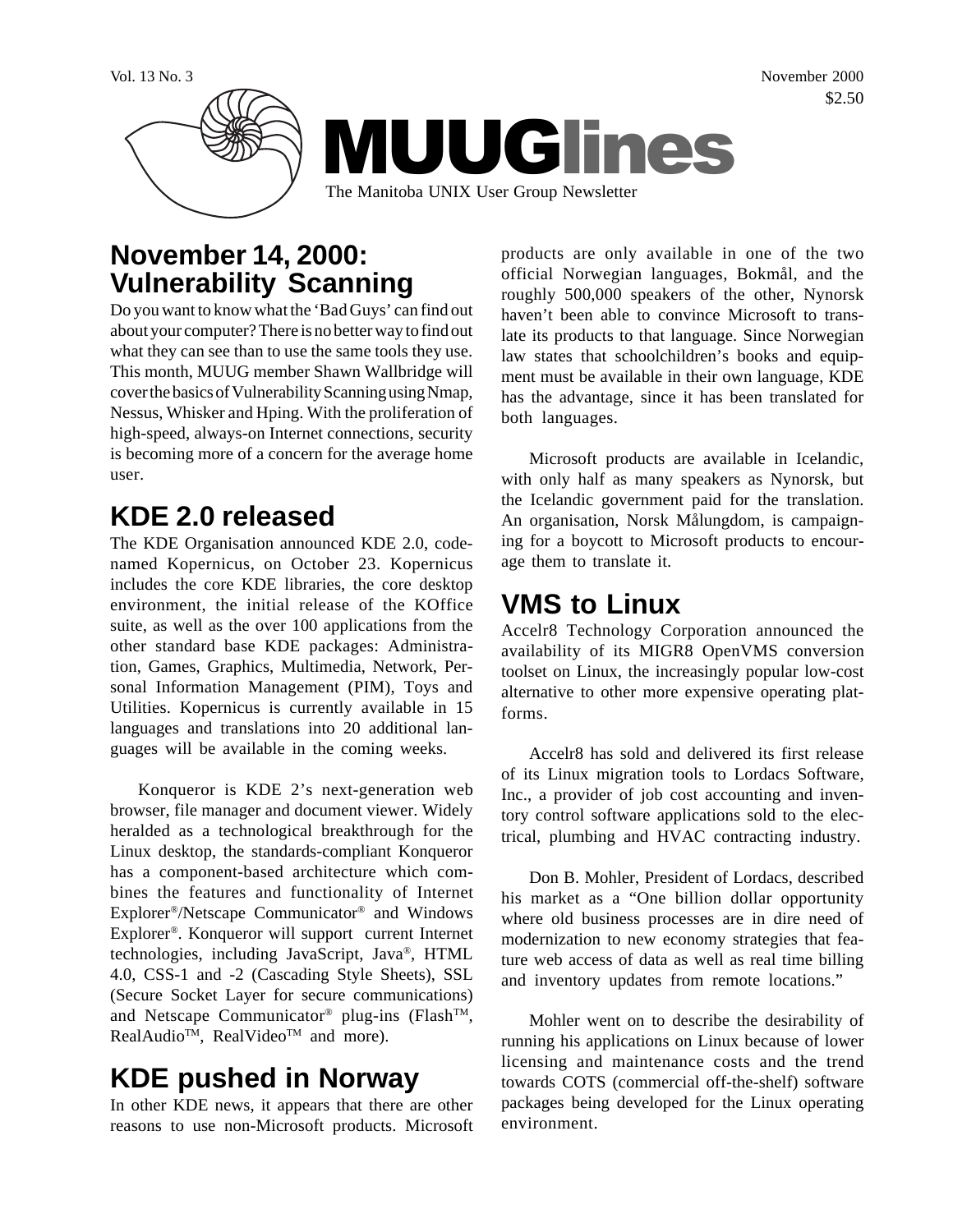Vol. 13 No. 3 November 2000

$2.50

# MUUGlines

The Manitoba UNIX User Group Newsletter

## November 14, 2000: Vulnerability Scanning

Do you want to know what the 'Bad Guys' can find out about your computer? There is no better way to find out what they can see than to use the same tools they use. This month, MUUG member Shawn Wallbridge will cover the basics of Vulnerability Scanning using Nmap, Nessus, Whisker and Hping. With the proliferation of high-speed, always-on Internet connections, security is becoming more of a concern for the average home user.

## KDE 2.0 released

The KDE Organisation announced KDE 2.0, code-named Kopernicus, on October 23. Kopernicus includes the core KDE libraries, the core desktop environment, the initial release of the KOffice suite, as well as the over 100 applications from the other standard base KDE packages: Administration, Games, Graphics, Multimedia, Network, Personal Information Management (PIM), Toys and Utilities. Kopernicus is currently available in 15 languages and translations into 20 additional languages will be available in the coming weeks.

Konqueror is KDE 2's next-generation web browser, file manager and document viewer. Widely heralded as a technological breakthrough for the Linux desktop, the standards-compliant Konqueror has a component-based architecture which combines the features and functionality of Internet Explorer®/Netscape Communicator® and Windows Explorer®. Konqueror will support current Internet technologies, including JavaScript, Java®, HTML 4.0, CSS-1 and -2 (Cascading Style Sheets), SSL (Secure Socket Layer for secure communications) and Netscape Communicator® plug-ins (Flash™, RealAudio™, RealVideo™ and more).

## KDE pushed in Norway

In other KDE news, it appears that there are other reasons to use non-Microsoft products. Microsoft products are only available in one of the two official Norwegian languages, Bokmål, and the roughly 500,000 speakers of the other, Nynorsk haven't been able to convince Microsoft to translate its products to that language. Since Norwegian law states that schoolchildren's books and equipment must be available in their own language, KDE has the advantage, since it has been translated for both languages.

Microsoft products are available in Icelandic, with only half as many speakers as Nynorsk, but the Icelandic government paid for the translation. An organisation, Norsk Målungdom, is campaigning for a boycott to Microsoft products to encourage them to translate it.

## VMS to Linux

Accelr8 Technology Corporation announced the availability of its MIGR8 OpenVMS conversion toolset on Linux, the increasingly popular low-cost alternative to other more expensive operating platforms.

Accelr8 has sold and delivered its first release of its Linux migration tools to Lordacs Software, Inc., a provider of job cost accounting and inventory control software applications sold to the electrical, plumbing and HVAC contracting industry.

Don B. Mohler, President of Lordacs, described his market as a "One billion dollar opportunity where old business processes are in dire need of modernization to new economy strategies that feature web access of data as well as real time billing and inventory updates from remote locations."

Mohler went on to describe the desirability of running his applications on Linux because of lower licensing and maintenance costs and the trend towards COTS (commercial off-the-shelf) software packages being developed for the Linux operating environment.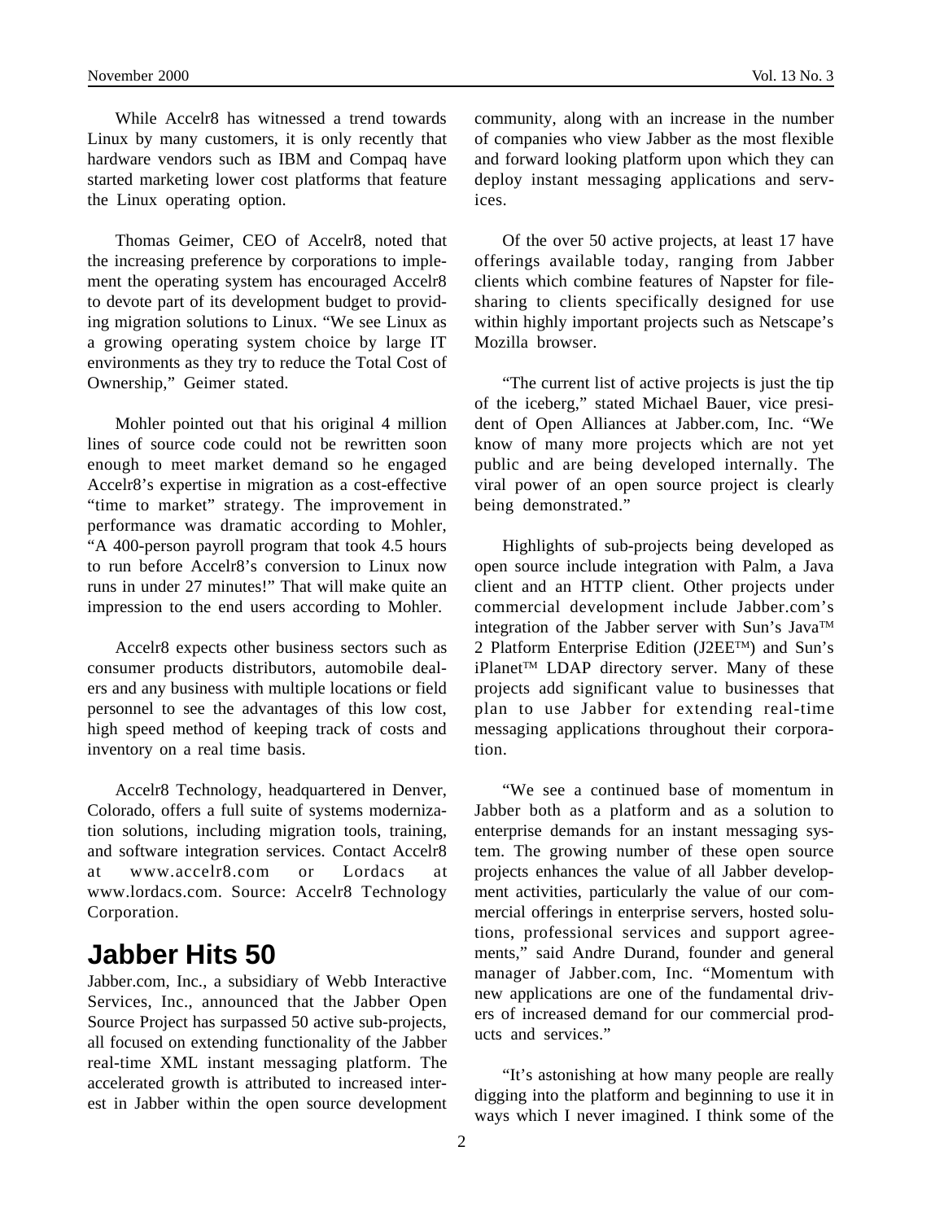While Accelr8 has witnessed a trend towards Linux by many customers, it is only recently that hardware vendors such as IBM and Compaq have started marketing lower cost platforms that feature the Linux operating option.

Thomas Geimer, CEO of Accelr8, noted that the increasing preference by corporations to implement the operating system has encouraged Accelr8 to devote part of its development budget to providing migration solutions to Linux. "We see Linux as a growing operating system choice by large IT environments as they try to reduce the Total Cost of Ownership," Geimer stated.

Mohler pointed out that his original 4 million lines of source code could not be rewritten soon enough to meet market demand so he engaged Accelr8's expertise in migration as a cost-effective "time to market" strategy. The improvement in performance was dramatic according to Mohler, "A 400-person payroll program that took 4.5 hours to run before Accelr8's conversion to Linux now runs in under 27 minutes!" That will make quite an impression to the end users according to Mohler.

Accelr8 expects other business sectors such as consumer products distributors, automobile dealers and any business with multiple locations or field personnel to see the advantages of this low cost, high speed method of keeping track of costs and inventory on a real time basis.

Accelr8 Technology, headquartered in Denver, Colorado, offers a full suite of systems modernization solutions, including migration tools, training, and software integration services. Contact Accelr8 at www.accelr8.com or Lordacs at www.lordacs.com. Source: Accelr8 Technology Corporation.

## Jabber Hits 50

Jabber.com, Inc., a subsidiary of Webb Interactive Services, Inc., announced that the Jabber Open Source Project has surpassed 50 active sub-projects, all focused on extending functionality of the Jabber real-time XML instant messaging platform. The accelerated growth is attributed to increased interest in Jabber within the open source development community, along with an increase in the number of companies who view Jabber as the most flexible and forward looking platform upon which they can deploy instant messaging applications and services.

Of the over 50 active projects, at least 17 have offerings available today, ranging from Jabber clients which combine features of Napster for file-sharing to clients specifically designed for use within highly important projects such as Netscape's Mozilla browser.

"The current list of active projects is just the tip of the iceberg," stated Michael Bauer, vice president of Open Alliances at Jabber.com, Inc. "We know of many more projects which are not yet public and are being developed internally. The viral power of an open source project is clearly being demonstrated."

Highlights of sub-projects being developed as open source include integration with Palm, a Java client and an HTTP client. Other projects under commercial development include Jabber.com's integration of the Jabber server with Sun's Java™ 2 Platform Enterprise Edition (J2EE™) and Sun's iPlanet™ LDAP directory server. Many of these projects add significant value to businesses that plan to use Jabber for extending real-time messaging applications throughout their corporation.

"We see a continued base of momentum in Jabber both as a platform and as a solution to enterprise demands for an instant messaging system. The growing number of these open source projects enhances the value of all Jabber development activities, particularly the value of our commercial offerings in enterprise servers, hosted solutions, professional services and support agreements," said Andre Durand, founder and general manager of Jabber.com, Inc. "Momentum with new applications are one of the fundamental drivers of increased demand for our commercial products and services."

"It's astonishing at how many people are really digging into the platform and beginning to use it in ways which I never imagined. I think some of the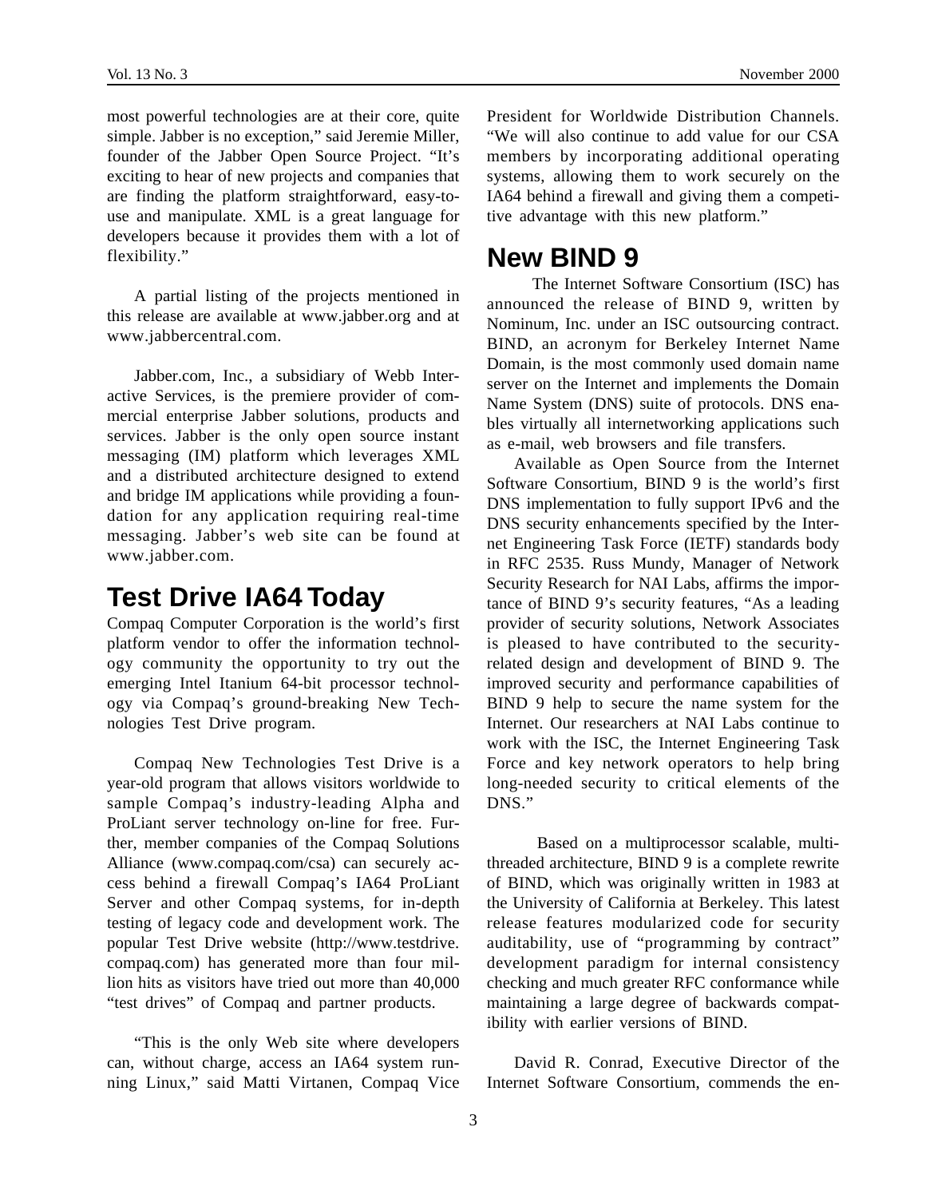most powerful technologies are at their core, quite simple. Jabber is no exception," said Jeremie Miller, founder of the Jabber Open Source Project. "It's exciting to hear of new projects and companies that are finding the platform straightforward, easy-to-use and manipulate. XML is a great language for developers because it provides them with a lot of flexibility."

A partial listing of the projects mentioned in this release are available at www.jabber.org and at www.jabbercentral.com.

Jabber.com, Inc., a subsidiary of Webb Interactive Services, is the premiere provider of commercial enterprise Jabber solutions, products and services. Jabber is the only open source instant messaging (IM) platform which leverages XML and a distributed architecture designed to extend and bridge IM applications while providing a foundation for any application requiring real-time messaging. Jabber's web site can be found at www.jabber.com.

## Test Drive IA64 Today

Compaq Computer Corporation is the world's first platform vendor to offer the information technology community the opportunity to try out the emerging Intel Itanium 64-bit processor technology via Compaq's ground-breaking New Technologies Test Drive program.

Compaq New Technologies Test Drive is a year-old program that allows visitors worldwide to sample Compaq's industry-leading Alpha and ProLiant server technology on-line for free. Further, member companies of the Compaq Solutions Alliance (www.compaq.com/csa) can securely access behind a firewall Compaq's IA64 ProLiant Server and other Compaq systems, for in-depth testing of legacy code and development work. The popular Test Drive website (http://www.testdrive.compaq.com) has generated more than four million hits as visitors have tried out more than 40,000 "test drives" of Compaq and partner products.

"This is the only Web site where developers can, without charge, access an IA64 system running Linux," said Matti Virtanen, Compaq Vice President for Worldwide Distribution Channels. "We will also continue to add value for our CSA members by incorporating additional operating systems, allowing them to work securely on the IA64 behind a firewall and giving them a competitive advantage with this new platform."

## New BIND 9

The Internet Software Consortium (ISC) has announced the release of BIND 9, written by Nominum, Inc. under an ISC outsourcing contract. BIND, an acronym for Berkeley Internet Name Domain, is the most commonly used domain name server on the Internet and implements the Domain Name System (DNS) suite of protocols. DNS enables virtually all internetworking applications such as e-mail, web browsers and file transfers.

Available as Open Source from the Internet Software Consortium, BIND 9 is the world's first DNS implementation to fully support IPv6 and the DNS security enhancements specified by the Internet Engineering Task Force (IETF) standards body in RFC 2535. Russ Mundy, Manager of Network Security Research for NAI Labs, affirms the importance of BIND 9's security features, "As a leading provider of security solutions, Network Associates is pleased to have contributed to the security-related design and development of BIND 9. The improved security and performance capabilities of BIND 9 help to secure the name system for the Internet. Our researchers at NAI Labs continue to work with the ISC, the Internet Engineering Task Force and key network operators to help bring long-needed security to critical elements of the DNS."

Based on a multiprocessor scalable, multithreaded architecture, BIND 9 is a complete rewrite of BIND, which was originally written in 1983 at the University of California at Berkeley. This latest release features modularized code for security auditability, use of "programming by contract" development paradigm for internal consistency checking and much greater RFC conformance while maintaining a large degree of backwards compatibility with earlier versions of BIND.

David R. Conrad, Executive Director of the Internet Software Consortium, commends the en-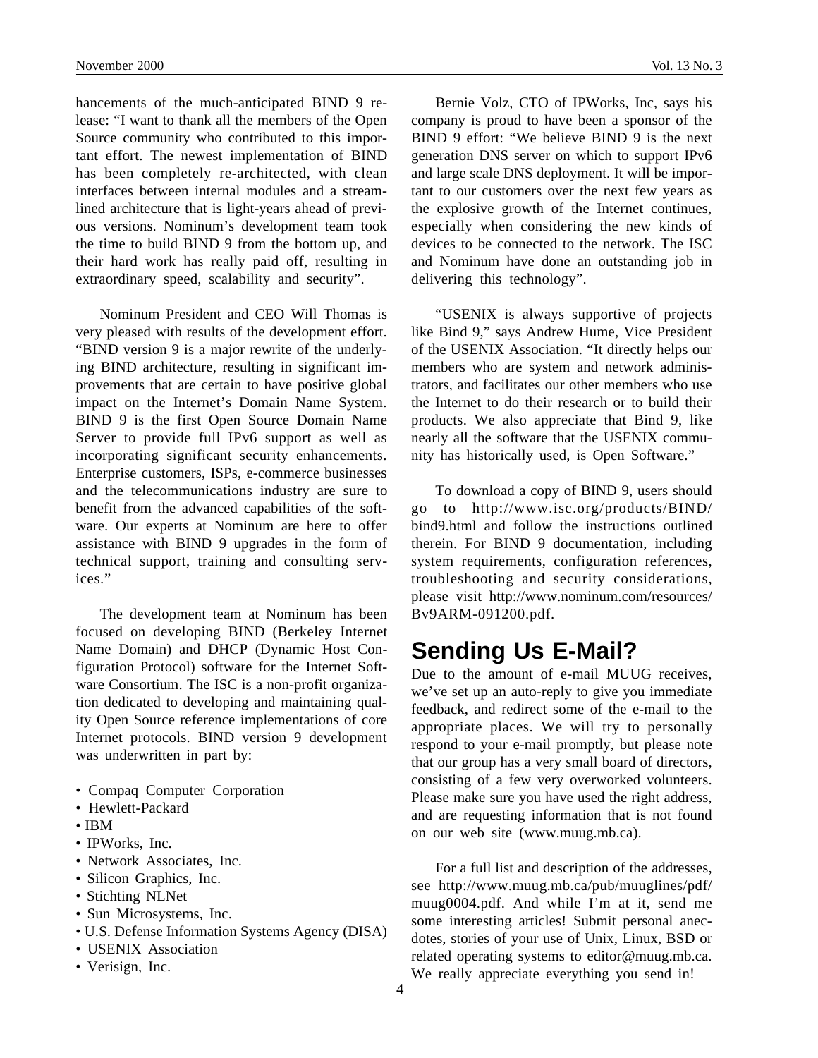hancements of the much-anticipated BIND 9 release: "I want to thank all the members of the Open Source community who contributed to this important effort. The newest implementation of BIND has been completely re-architected, with clean interfaces between internal modules and a streamlined architecture that is light-years ahead of previous versions. Nominum's development team took the time to build BIND 9 from the bottom up, and their hard work has really paid off, resulting in extraordinary speed, scalability and security".

Nominum President and CEO Will Thomas is very pleased with results of the development effort. "BIND version 9 is a major rewrite of the underlying BIND architecture, resulting in significant improvements that are certain to have positive global impact on the Internet's Domain Name System. BIND 9 is the first Open Source Domain Name Server to provide full IPv6 support as well as incorporating significant security enhancements. Enterprise customers, ISPs, e-commerce businesses and the telecommunications industry are sure to benefit from the advanced capabilities of the software. Our experts at Nominum are here to offer assistance with BIND 9 upgrades in the form of technical support, training and consulting services."

The development team at Nominum has been focused on developing BIND (Berkeley Internet Name Domain) and DHCP (Dynamic Host Configuration Protocol) software for the Internet Software Consortium. The ISC is a non-profit organization dedicated to developing and maintaining quality Open Source reference implementations of core Internet protocols. BIND version 9 development was underwritten in part by:

- Compaq Computer Corporation
- Hewlett-Packard
- IBM
- IPWorks, Inc.
- Network Associates, Inc.
- Silicon Graphics, Inc.
- Stichting NLNet
- Sun Microsystems, Inc.
- U.S. Defense Information Systems Agency (DISA)
- USENIX Association
- Verisign, Inc.

Bernie Volz, CTO of IPWorks, Inc, says his company is proud to have been a sponsor of the BIND 9 effort: "We believe BIND 9 is the next generation DNS server on which to support IPv6 and large scale DNS deployment. It will be important to our customers over the next few years as the explosive growth of the Internet continues, especially when considering the new kinds of devices to be connected to the network. The ISC and Nominum have done an outstanding job in delivering this technology".

"USENIX is always supportive of projects like Bind 9," says Andrew Hume, Vice President of the USENIX Association. "It directly helps our members who are system and network administrators, and facilitates our other members who use the Internet to do their research or to build their products. We also appreciate that Bind 9, like nearly all the software that the USENIX community has historically used, is Open Software."

To download a copy of BIND 9, users should go to http://www.isc.org/products/BIND/bind9.html and follow the instructions outlined therein. For BIND 9 documentation, including system requirements, configuration references, troubleshooting and security considerations, please visit http://www.nominum.com/resources/Bv9ARM-091200.pdf.

## Sending Us E-Mail?

Due to the amount of e-mail MUUG receives, we've set up an auto-reply to give you immediate feedback, and redirect some of the e-mail to the appropriate places. We will try to personally respond to your e-mail promptly, but please note that our group has a very small board of directors, consisting of a few very overworked volunteers. Please make sure you have used the right address, and are requesting information that is not found on our web site (www.muug.mb.ca).

For a full list and description of the addresses, see http://www.muug.mb.ca/pub/muuglines/pdf/muug0004.pdf. And while I'm at it, send me some interesting articles! Submit personal anecdotes, stories of your use of Unix, Linux, BSD or related operating systems to editor@muug.mb.ca. We really appreciate everything you send in!